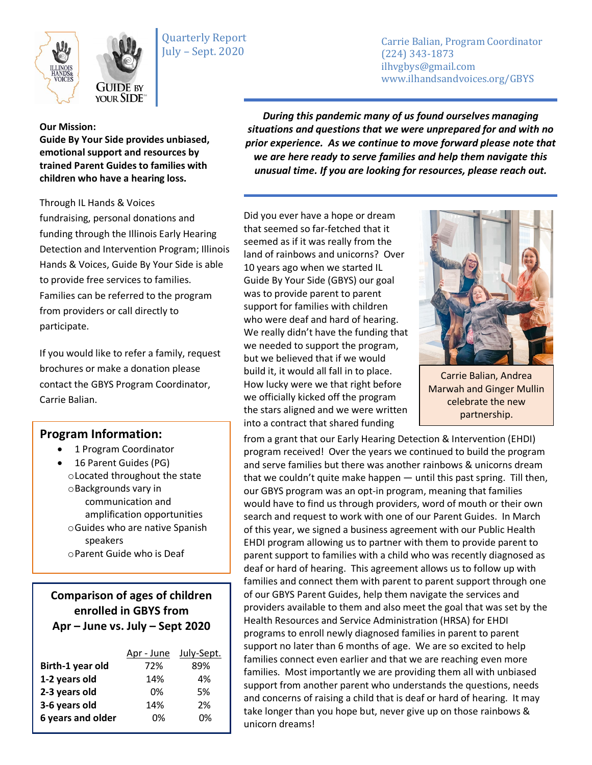Quarterly Report
July – Sept. 2020

Carrie Balian, Program Coordinator
(224) 343-1873
ilhvgbys@gmail.com
www.ilhandsandvoices.org/GBYS

**Our Mission:**
**Guide By Your Side provides unbiased, emotional support and resources by trained Parent Guides to families with children who have a hearing loss.**

Through IL Hands & Voices fundraising, personal donations and funding through the Illinois Early Hearing Detection and Intervention Program; Illinois Hands & Voices, Guide By Your Side is able to provide free services to families. Families can be referred to the program from providers or call directly to participate.

If you would like to refer a family, request brochures or make a donation please contact the GBYS Program Coordinator, Carrie Balian.

## Program Information:

- 1 Program Coordinator
- 16 Parent Guides (PG)
  - Located throughout the state
  - Backgrounds vary in communication and amplification opportunities
  - Guides who are native Spanish speakers
  - Parent Guide who is Deaf

### Comparison of ages of children enrolled in GBYS from Apr – June vs. July – Sept 2020

| | Apr - June | July-Sept. |
|---|---|---|
| **Birth-1 year old** | 72% | 89% |
| **1-2 years old** | 14% | 4% |
| **2-3 years old** | 0% | 5% |
| **3-6 years old** | 14% | 2% |
| **6 years and older** | 0% | 0% |

***During this pandemic many of us found ourselves managing situations and questions that we were unprepared for and with no prior experience. As we continue to move forward please note that we are here ready to serve families and help them navigate this unusual time. If you are looking for resources, please reach out.***

Did you ever have a hope or dream that seemed so far-fetched that it seemed as if it was really from the land of rainbows and unicorns? Over 10 years ago when we started IL Guide By Your Side (GBYS) our goal was to provide parent to parent support for families with children who were deaf and hard of hearing. We really didn't have the funding that we needed to support the program, but we believed that if we would build it, it would all fall in to place. How lucky were we that right before we officially kicked off the program the stars aligned and we were written into a contract that shared funding from a grant that our Early Hearing Detection & Intervention (EHDI) program received! Over the years we continued to build the program and serve families but there was another rainbows & unicorns dream that we couldn't quite make happen — until this past spring. Till then, our GBYS program was an opt-in program, meaning that families would have to find us through providers, word of mouth or their own search and request to work with one of our Parent Guides. In March of this year, we signed a business agreement with our Public Health EHDI program allowing us to partner with them to provide parent to parent support to families with a child who was recently diagnosed as deaf or hard of hearing. This agreement allows us to follow up with families and connect them with parent to parent support through one of our GBYS Parent Guides, help them navigate the services and providers available to them and also meet the goal that was set by the Health Resources and Service Administration (HRSA) for EHDI programs to enroll newly diagnosed families in parent to parent support no later than 6 months of age. We are so excited to help families connect even earlier and that we are reaching even more families. Most importantly we are providing them all with unbiased support from another parent who understands the questions, needs and concerns of raising a child that is deaf or hard of hearing. It may take longer than you hope but, never give up on those rainbows & unicorn dreams!

Carrie Balian, Andrea Marwah and Ginger Mullin celebrate the new partnership.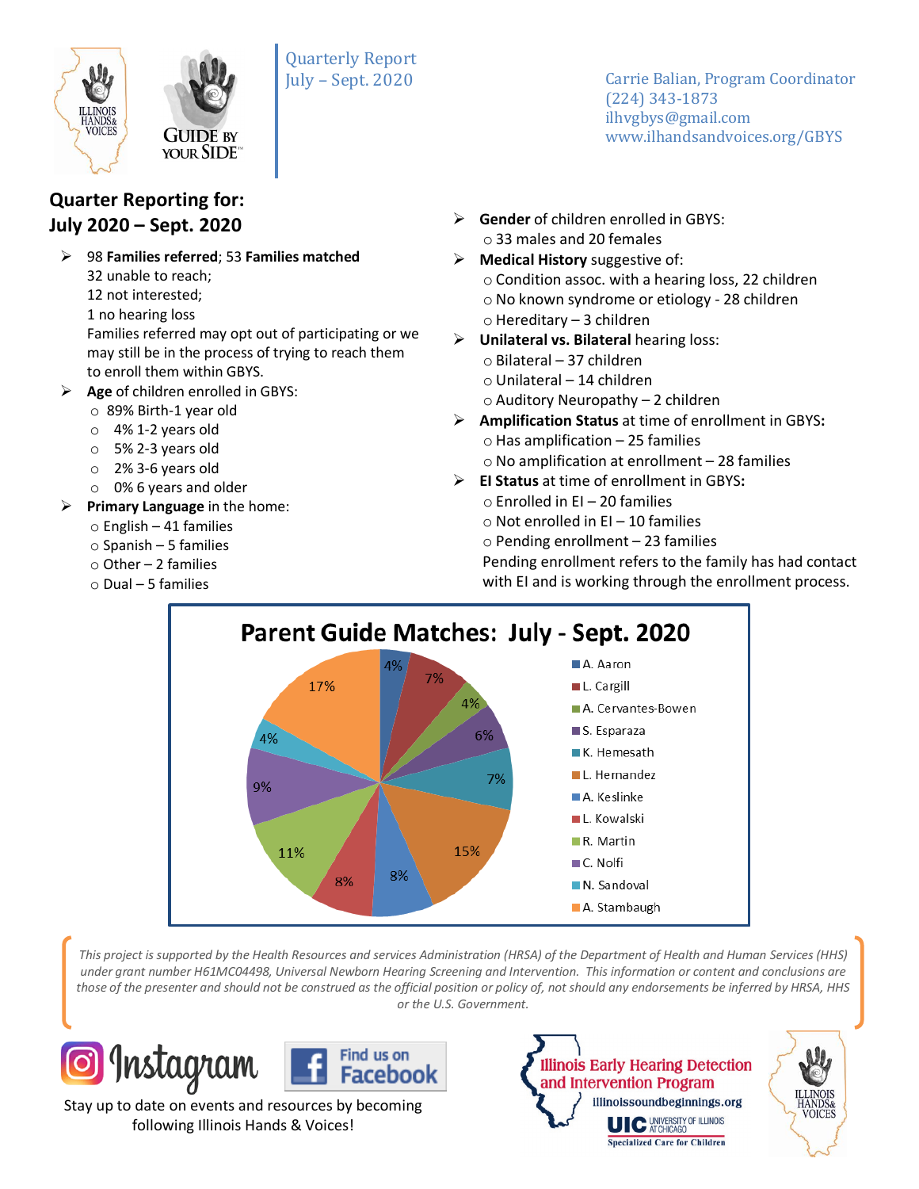Quarterly Report
July – Sept. 2020

Carrie Balian, Program Coordinator
(224) 343-1873
ilhvgbys@gmail.com
www.ilhandsandvoices.org/GBYS

## Quarter Reporting for: July 2020 – Sept. 2020

- 98 **Families referred**; 53 **Families matched**
  32 unable to reach;
  12 not interested;
  1 no hearing loss
  Families referred may opt out of participating or we may still be in the process of trying to reach them to enroll them within GBYS.
- **Age** of children enrolled in GBYS:
  - 89% Birth-1 year old
  - 4% 1-2 years old
  - 5% 2-3 years old
  - 2% 3-6 years old
  - 0% 6 years and older
- **Primary Language** in the home:
  - English – 41 families
  - Spanish – 5 families
  - Other – 2 families
  - Dual – 5 families
- **Gender** of children enrolled in GBYS:
  - 33 males and 20 females
- **Medical History** suggestive of:
  - Condition assoc. with a hearing loss, 22 children
  - No known syndrome or etiology - 28 children
  - Hereditary – 3 children
- **Unilateral vs. Bilateral** hearing loss:
  - Bilateral – 37 children
  - Unilateral – 14 children
  - Auditory Neuropathy – 2 children
- **Amplification Status** at time of enrollment in GBYS**:**
  - Has amplification – 25 families
  - No amplification at enrollment – 28 families
- **EI Status** at time of enrollment in GBYS**:**
  - Enrolled in EI – 20 families
  - Not enrolled in EI – 10 families
  - Pending enrollment – 23 families

  Pending enrollment refers to the family has had contact with EI and is working through the enrollment process.

**Parent Guide Matches: July - Sept. 2020**

4%
7%
4%
6%
7%
15%
8%
8%
11%
9%
4%
17%

A. Aaron
L. Cargill
A. Cervantes-Bowen
S. Esparaza
K. Hemesath
L. Hernandez
A. Keslinke
L. Kowalski
R. Martin
C. Nolfi
N. Sandoval
A. Stambaugh

*This project is supported by the Health Resources and services Administration (HRSA) of the Department of Health and Human Services (HHS) under grant number H61MC04498, Universal Newborn Hearing Screening and Intervention. This information or content and conclusions are those of the presenter and should not be construed as the official position or policy of, not should any endorsements be inferred by HRSA, HHS or the U.S. Government.*

Instagram
Find us on Facebook

Stay up to date on events and resources by becoming following Illinois Hands & Voices!

Illinois Early Hearing Detection and Intervention Program
illinoissoundbeginnings.org
UIC University of Illinois at Chicago
Specialized Care for Children